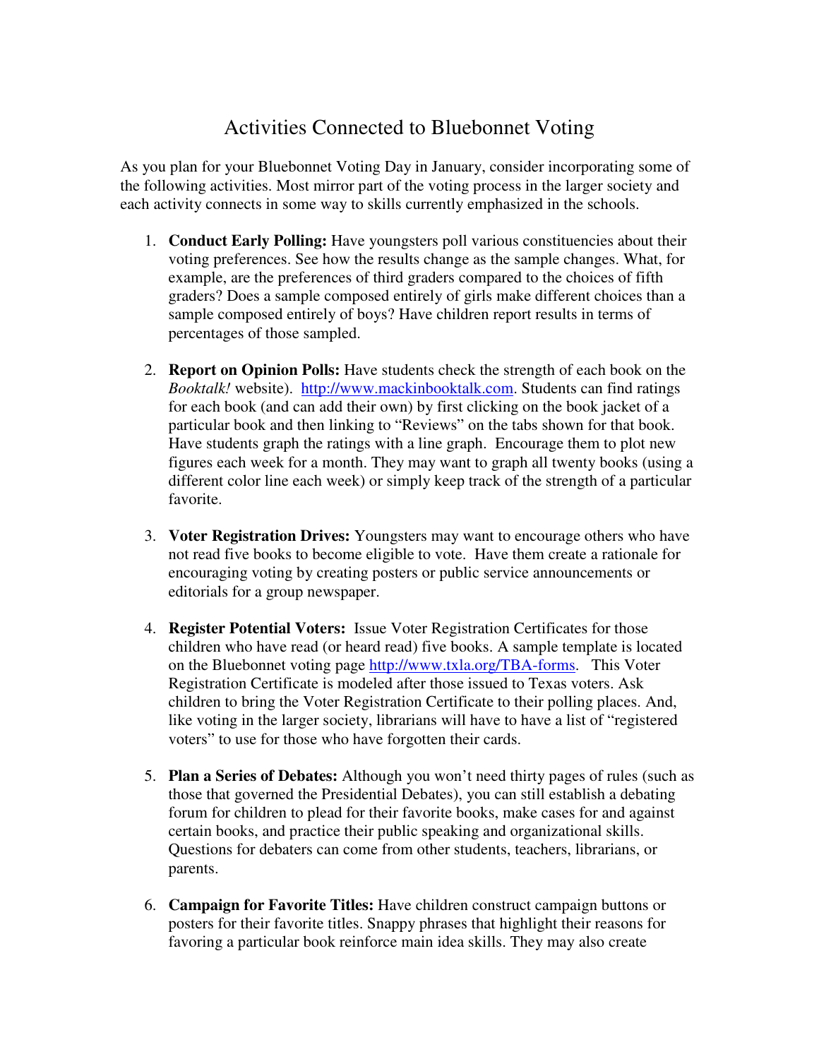# Activities Connected to Bluebonnet Voting

As you plan for your Bluebonnet Voting Day in January, consider incorporating some of the following activities. Most mirror part of the voting process in the larger society and each activity connects in some way to skills currently emphasized in the schools.

1. **Conduct Early Polling:** Have youngsters poll various constituencies about their voting preferences. See how the results change as the sample changes. What, for example, are the preferences of third graders compared to the choices of fifth graders? Does a sample composed entirely of girls make different choices than a sample composed entirely of boys? Have children report results in terms of percentages of those sampled.

2. **Report on Opinion Polls:** Have students check the strength of each book on the *Booktalk!* website). http://www.mackinbooktalk.com. Students can find ratings for each book (and can add their own) by first clicking on the book jacket of a particular book and then linking to "Reviews" on the tabs shown for that book. Have students graph the ratings with a line graph. Encourage them to plot new figures each week for a month. They may want to graph all twenty books (using a different color line each week) or simply keep track of the strength of a particular favorite.

3. **Voter Registration Drives:** Youngsters may want to encourage others who have not read five books to become eligible to vote. Have them create a rationale for encouraging voting by creating posters or public service announcements or editorials for a group newspaper.

4. **Register Potential Voters:** Issue Voter Registration Certificates for those children who have read (or heard read) five books. A sample template is located on the Bluebonnet voting page http://www.txla.org/TBA-forms. This Voter Registration Certificate is modeled after those issued to Texas voters. Ask children to bring the Voter Registration Certificate to their polling places. And, like voting in the larger society, librarians will have to have a list of "registered voters" to use for those who have forgotten their cards.

5. **Plan a Series of Debates:** Although you won't need thirty pages of rules (such as those that governed the Presidential Debates), you can still establish a debating forum for children to plead for their favorite books, make cases for and against certain books, and practice their public speaking and organizational skills. Questions for debaters can come from other students, teachers, librarians, or parents.

6. **Campaign for Favorite Titles:** Have children construct campaign buttons or posters for their favorite titles. Snappy phrases that highlight their reasons for favoring a particular book reinforce main idea skills. They may also create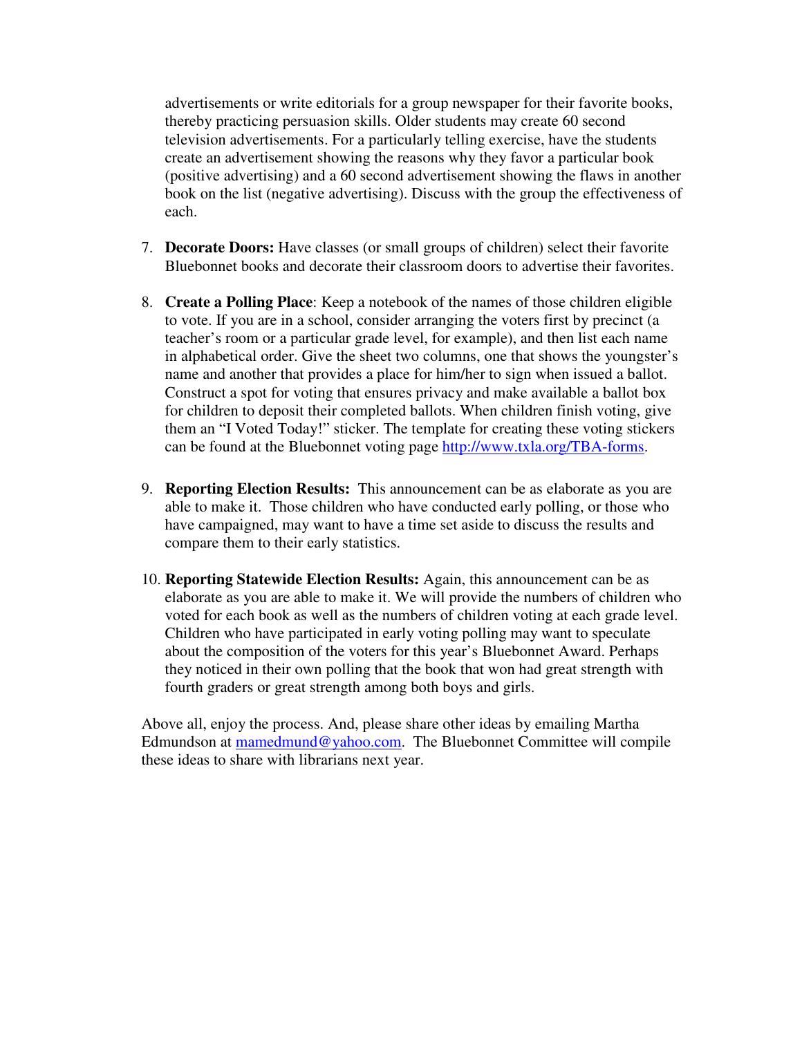advertisements or write editorials for a group newspaper for their favorite books, thereby practicing persuasion skills. Older students may create 60 second television advertisements. For a particularly telling exercise, have the students create an advertisement showing the reasons why they favor a particular book (positive advertising) and a 60 second advertisement showing the flaws in another book on the list (negative advertising). Discuss with the group the effectiveness of each.

7. **Decorate Doors:** Have classes (or small groups of children) select their favorite Bluebonnet books and decorate their classroom doors to advertise their favorites.

8. **Create a Polling Place**: Keep a notebook of the names of those children eligible to vote. If you are in a school, consider arranging the voters first by precinct (a teacher's room or a particular grade level, for example), and then list each name in alphabetical order. Give the sheet two columns, one that shows the youngster's name and another that provides a place for him/her to sign when issued a ballot. Construct a spot for voting that ensures privacy and make available a ballot box for children to deposit their completed ballots. When children finish voting, give them an "I Voted Today!" sticker. The template for creating these voting stickers can be found at the Bluebonnet voting page http://www.txla.org/TBA-forms.

9. **Reporting Election Results:** This announcement can be as elaborate as you are able to make it. Those children who have conducted early polling, or those who have campaigned, may want to have a time set aside to discuss the results and compare them to their early statistics.

10. **Reporting Statewide Election Results:** Again, this announcement can be as elaborate as you are able to make it. We will provide the numbers of children who voted for each book as well as the numbers of children voting at each grade level. Children who have participated in early voting polling may want to speculate about the composition of the voters for this year's Bluebonnet Award. Perhaps they noticed in their own polling that the book that won had great strength with fourth graders or great strength among both boys and girls.

Above all, enjoy the process. And, please share other ideas by emailing Martha Edmundson at mamedmund@yahoo.com. The Bluebonnet Committee will compile these ideas to share with librarians next year.